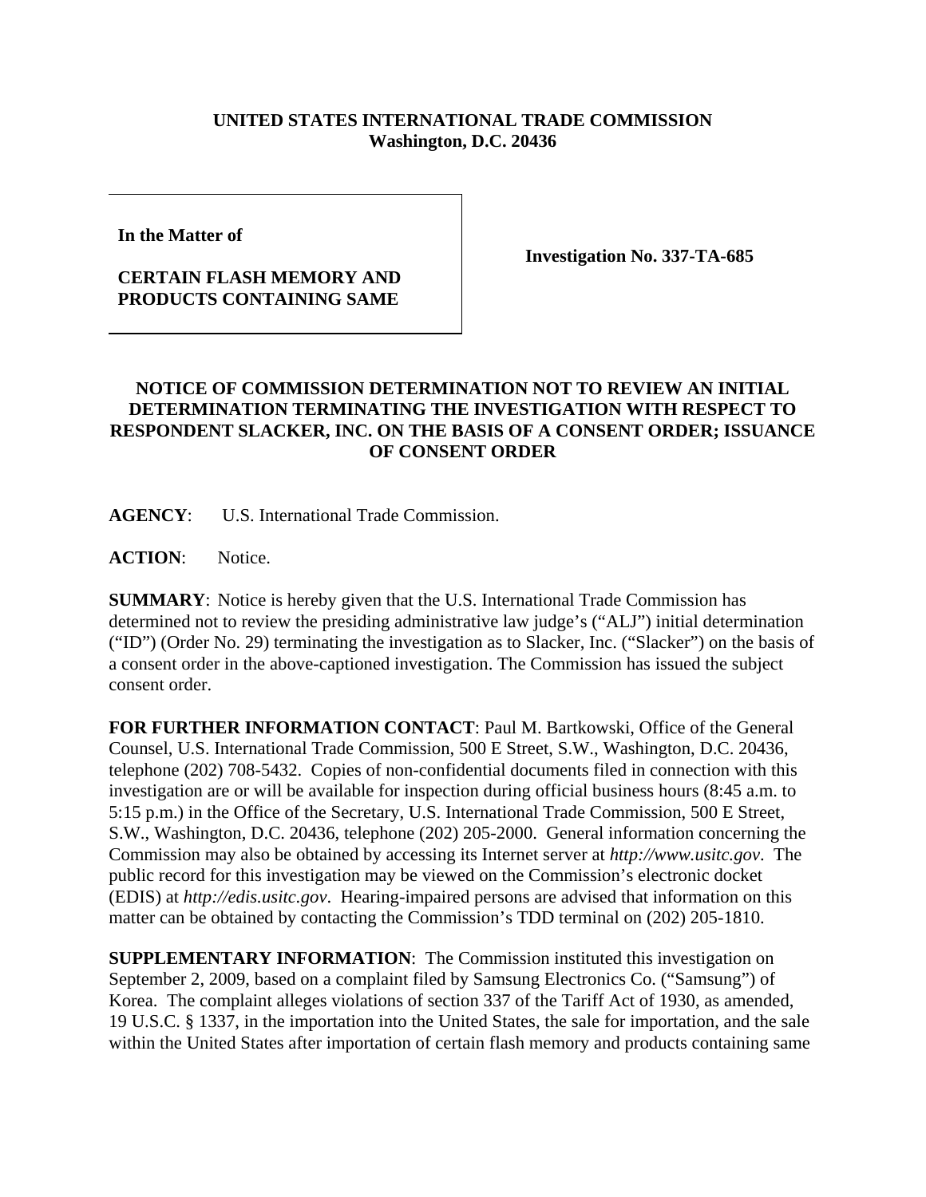**UNITED STATES INTERNATIONAL TRADE COMMISSION**
**Washington, D.C. 20436**

**In the Matter of**

**CERTAIN FLASH MEMORY AND PRODUCTS CONTAINING SAME**

**Investigation No. 337-TA-685**

## NOTICE OF COMMISSION DETERMINATION NOT TO REVIEW AN INITIAL DETERMINATION TERMINATING THE INVESTIGATION WITH RESPECT TO RESPONDENT SLACKER, INC. ON THE BASIS OF A CONSENT ORDER; ISSUANCE OF CONSENT ORDER

**AGENCY**: U.S. International Trade Commission.

**ACTION**: Notice.

**SUMMARY**: Notice is hereby given that the U.S. International Trade Commission has determined not to review the presiding administrative law judge's ("ALJ") initial determination ("ID") (Order No. 29) terminating the investigation as to Slacker, Inc. ("Slacker") on the basis of a consent order in the above-captioned investigation. The Commission has issued the subject consent order.

**FOR FURTHER INFORMATION CONTACT**: Paul M. Bartkowski, Office of the General Counsel, U.S. International Trade Commission, 500 E Street, S.W., Washington, D.C. 20436, telephone (202) 708-5432. Copies of non-confidential documents filed in connection with this investigation are or will be available for inspection during official business hours (8:45 a.m. to 5:15 p.m.) in the Office of the Secretary, U.S. International Trade Commission, 500 E Street, S.W., Washington, D.C. 20436, telephone (202) 205-2000. General information concerning the Commission may also be obtained by accessing its Internet server at *http://www.usitc.gov*. The public record for this investigation may be viewed on the Commission's electronic docket (EDIS) at *http://edis.usitc.gov*. Hearing-impaired persons are advised that information on this matter can be obtained by contacting the Commission's TDD terminal on (202) 205-1810.

**SUPPLEMENTARY INFORMATION**: The Commission instituted this investigation on September 2, 2009, based on a complaint filed by Samsung Electronics Co. ("Samsung") of Korea. The complaint alleges violations of section 337 of the Tariff Act of 1930, as amended, 19 U.S.C. § 1337, in the importation into the United States, the sale for importation, and the sale within the United States after importation of certain flash memory and products containing same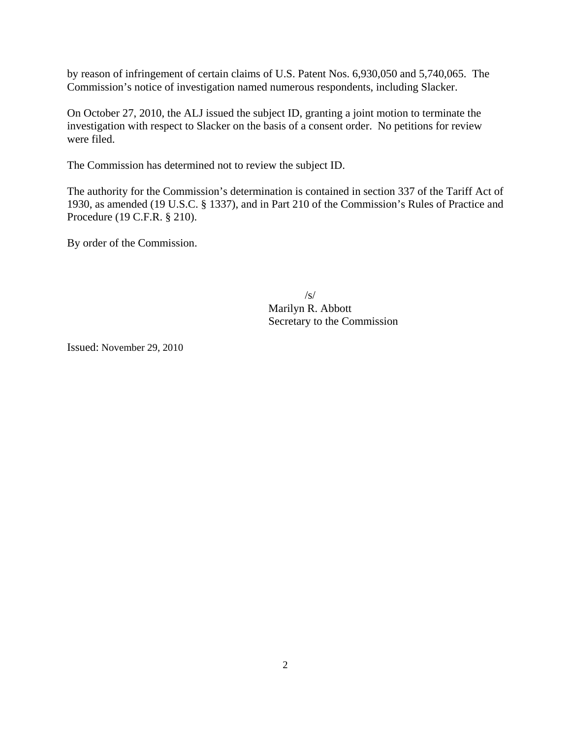by reason of infringement of certain claims of U.S. Patent Nos. 6,930,050 and 5,740,065. The Commission's notice of investigation named numerous respondents, including Slacker.

On October 27, 2010, the ALJ issued the subject ID, granting a joint motion to terminate the investigation with respect to Slacker on the basis of a consent order. No petitions for review were filed.

The Commission has determined not to review the subject ID.

The authority for the Commission's determination is contained in section 337 of the Tariff Act of 1930, as amended (19 U.S.C. § 1337), and in Part 210 of the Commission's Rules of Practice and Procedure (19 C.F.R. § 210).

By order of the Commission.

/s/
Marilyn R. Abbott
Secretary to the Commission

Issued: November 29, 2010